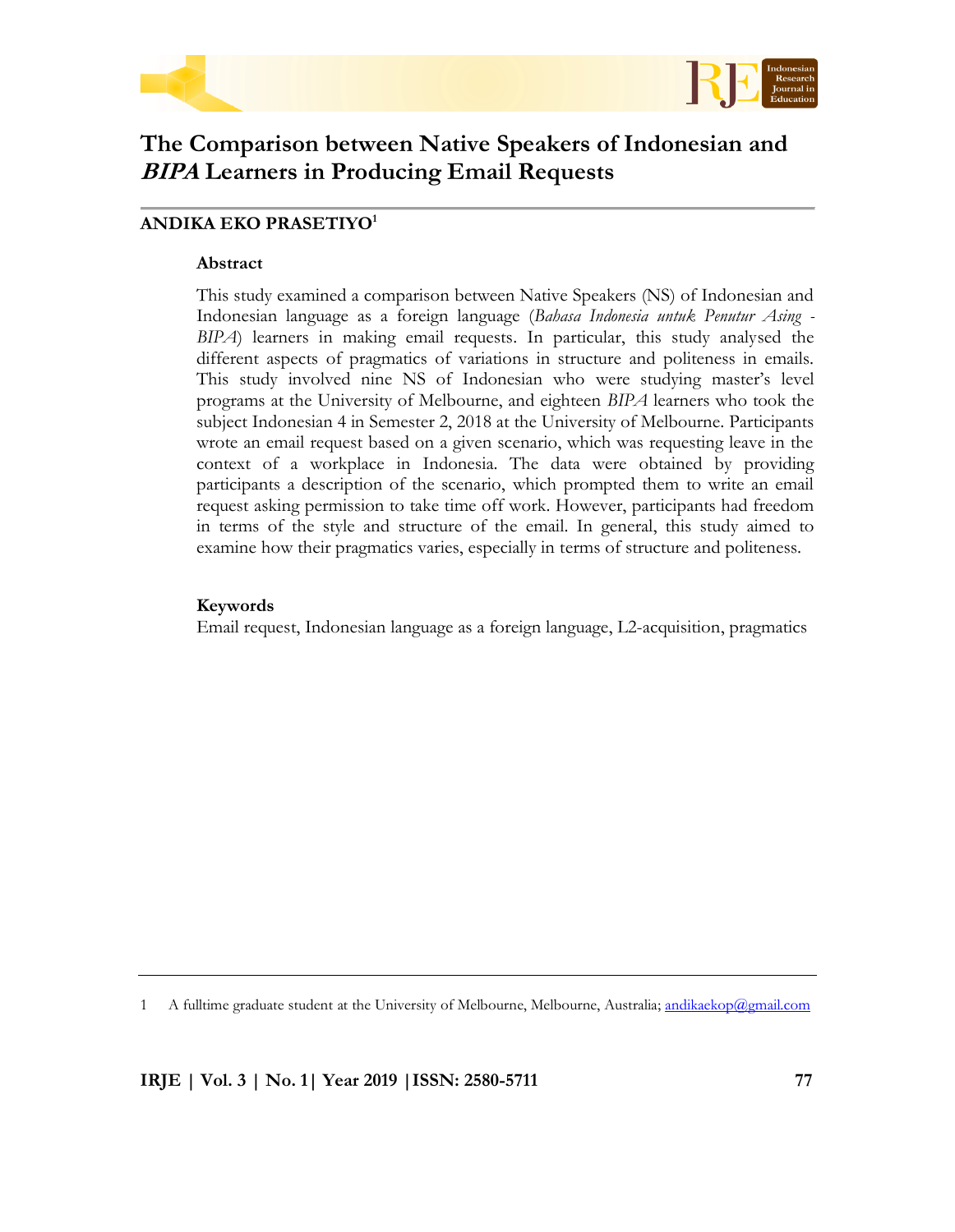# The Comparison between Native Speakers of Indonesian and *BIPA* Learners in Producing Email Requests

**ANDIKA EKO PRASETIYO**[1]

### Abstract

This study examined a comparison between Native Speakers (NS) of Indonesian and Indonesian language as a foreign language (*Bahasa Indonesia untuk Penutur Asing - BIPA*) learners in making email requests. In particular, this study analysed the different aspects of pragmatics of variations in structure and politeness in emails. This study involved nine NS of Indonesian who were studying master's level programs at the University of Melbourne, and eighteen *BIPA* learners who took the subject Indonesian 4 in Semester 2, 2018 at the University of Melbourne. Participants wrote an email request based on a given scenario, which was requesting leave in the context of a workplace in Indonesia. The data were obtained by providing participants a description of the scenario, which prompted them to write an email request asking permission to take time off work. However, participants had freedom in terms of the style and structure of the email. In general, this study aimed to examine how their pragmatics varies, especially in terms of structure and politeness.

### Keywords

Email request, Indonesian language as a foreign language, L2-acquisition, pragmatics

---

1 A fulltime graduate student at the University of Melbourne, Melbourne, Australia; andikaekop@gmail.com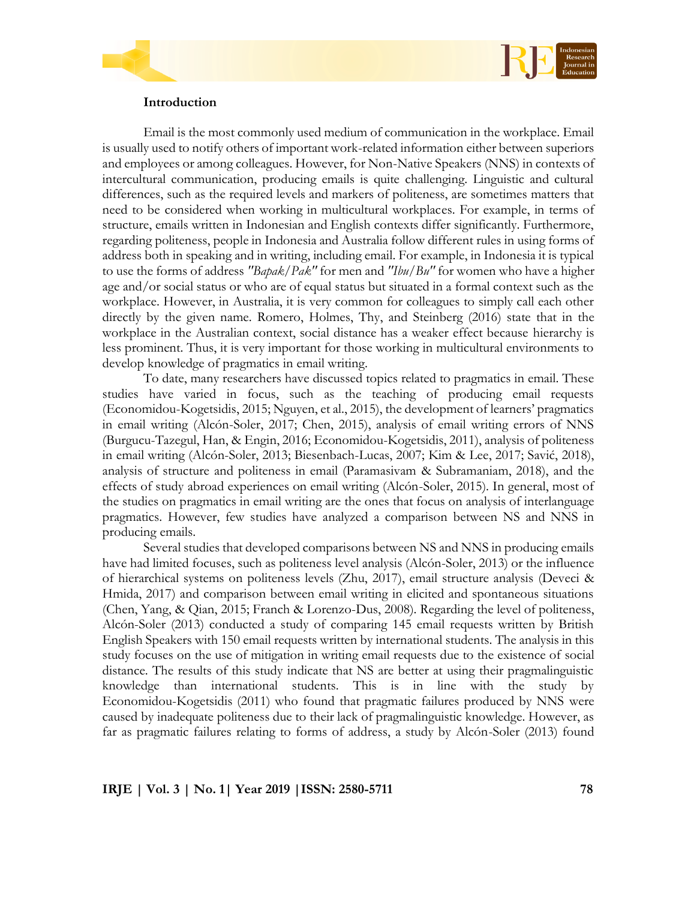## Introduction

Email is the most commonly used medium of communication in the workplace. Email is usually used to notify others of important work-related information either between superiors and employees or among colleagues. However, for Non-Native Speakers (NNS) in contexts of intercultural communication, producing emails is quite challenging. Linguistic and cultural differences, such as the required levels and markers of politeness, are sometimes matters that need to be considered when working in multicultural workplaces. For example, in terms of structure, emails written in Indonesian and English contexts differ significantly. Furthermore, regarding politeness, people in Indonesia and Australia follow different rules in using forms of address both in speaking and in writing, including email. For example, in Indonesia it is typical to use the forms of address *"Bapak/Pak"* for men and *"Ibu/Bu"* for women who have a higher age and/or social status or who are of equal status but situated in a formal context such as the workplace. However, in Australia, it is very common for colleagues to simply call each other directly by the given name. Romero, Holmes, Thy, and Steinberg (2016) state that in the workplace in the Australian context, social distance has a weaker effect because hierarchy is less prominent. Thus, it is very important for those working in multicultural environments to develop knowledge of pragmatics in email writing.

To date, many researchers have discussed topics related to pragmatics in email. These studies have varied in focus, such as the teaching of producing email requests (Economidou-Kogetsidis, 2015; Nguyen, et al., 2015), the development of learners' pragmatics in email writing (Alcón-Soler, 2017; Chen, 2015), analysis of email writing errors of NNS (Burgucu-Tazegul, Han, & Engin, 2016; Economidou-Kogetsidis, 2011), analysis of politeness in email writing (Alcón-Soler, 2013; Biesenbach-Lucas, 2007; Kim & Lee, 2017; Savić, 2018), analysis of structure and politeness in email (Paramasivam & Subramaniam, 2018), and the effects of study abroad experiences on email writing (Alcón-Soler, 2015). In general, most of the studies on pragmatics in email writing are the ones that focus on analysis of interlanguage pragmatics. However, few studies have analyzed a comparison between NS and NNS in producing emails.

Several studies that developed comparisons between NS and NNS in producing emails have had limited focuses, such as politeness level analysis (Alcón-Soler, 2013) or the influence of hierarchical systems on politeness levels (Zhu, 2017), email structure analysis (Deveci & Hmida, 2017) and comparison between email writing in elicited and spontaneous situations (Chen, Yang, & Qian, 2015; Franch & Lorenzo-Dus, 2008). Regarding the level of politeness, Alcón-Soler (2013) conducted a study of comparing 145 email requests written by British English Speakers with 150 email requests written by international students. The analysis in this study focuses on the use of mitigation in writing email requests due to the existence of social distance. The results of this study indicate that NS are better at using their pragmalinguistic knowledge than international students. This is in line with the study by Economidou-Kogetsidis (2011) who found that pragmatic failures produced by NNS were caused by inadequate politeness due to their lack of pragmalinguistic knowledge. However, as far as pragmatic failures relating to forms of address, a study by Alcón-Soler (2013) found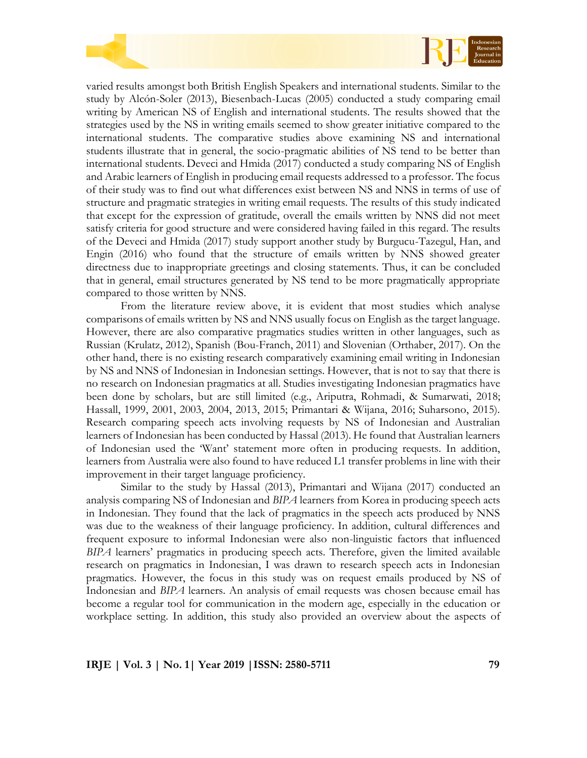varied results amongst both British English Speakers and international students. Similar to the study by Alcón-Soler (2013), Biesenbach-Lucas (2005) conducted a study comparing email writing by American NS of English and international students. The results showed that the strategies used by the NS in writing emails seemed to show greater initiative compared to the international students. The comparative studies above examining NS and international students illustrate that in general, the socio-pragmatic abilities of NS tend to be better than international students. Deveci and Hmida (2017) conducted a study comparing NS of English and Arabic learners of English in producing email requests addressed to a professor. The focus of their study was to find out what differences exist between NS and NNS in terms of use of structure and pragmatic strategies in writing email requests. The results of this study indicated that except for the expression of gratitude, overall the emails written by NNS did not meet satisfy criteria for good structure and were considered having failed in this regard. The results of the Deveci and Hmida (2017) study support another study by Burgucu-Tazegul, Han, and Engin (2016) who found that the structure of emails written by NNS showed greater directness due to inappropriate greetings and closing statements. Thus, it can be concluded that in general, email structures generated by NS tend to be more pragmatically appropriate compared to those written by NNS.

From the literature review above, it is evident that most studies which analyse comparisons of emails written by NS and NNS usually focus on English as the target language. However, there are also comparative pragmatics studies written in other languages, such as Russian (Krulatz, 2012), Spanish (Bou-Franch, 2011) and Slovenian (Orthaber, 2017). On the other hand, there is no existing research comparatively examining email writing in Indonesian by NS and NNS of Indonesian in Indonesian settings. However, that is not to say that there is no research on Indonesian pragmatics at all. Studies investigating Indonesian pragmatics have been done by scholars, but are still limited (e.g., Ariputra, Rohmadi, & Sumarwati, 2018; Hassall, 1999, 2001, 2003, 2004, 2013, 2015; Primantari & Wijana, 2016; Suharsono, 2015). Research comparing speech acts involving requests by NS of Indonesian and Australian learners of Indonesian has been conducted by Hassal (2013). He found that Australian learners of Indonesian used the 'Want' statement more often in producing requests. In addition, learners from Australia were also found to have reduced L1 transfer problems in line with their improvement in their target language proficiency.

Similar to the study by Hassal (2013), Primantari and Wijana (2017) conducted an analysis comparing NS of Indonesian and *BIPA* learners from Korea in producing speech acts in Indonesian. They found that the lack of pragmatics in the speech acts produced by NNS was due to the weakness of their language proficiency. In addition, cultural differences and frequent exposure to informal Indonesian were also non-linguistic factors that influenced *BIPA* learners' pragmatics in producing speech acts. Therefore, given the limited available research on pragmatics in Indonesian, I was drawn to research speech acts in Indonesian pragmatics. However, the focus in this study was on request emails produced by NS of Indonesian and *BIPA* learners. An analysis of email requests was chosen because email has become a regular tool for communication in the modern age, especially in the education or workplace setting. In addition, this study also provided an overview about the aspects of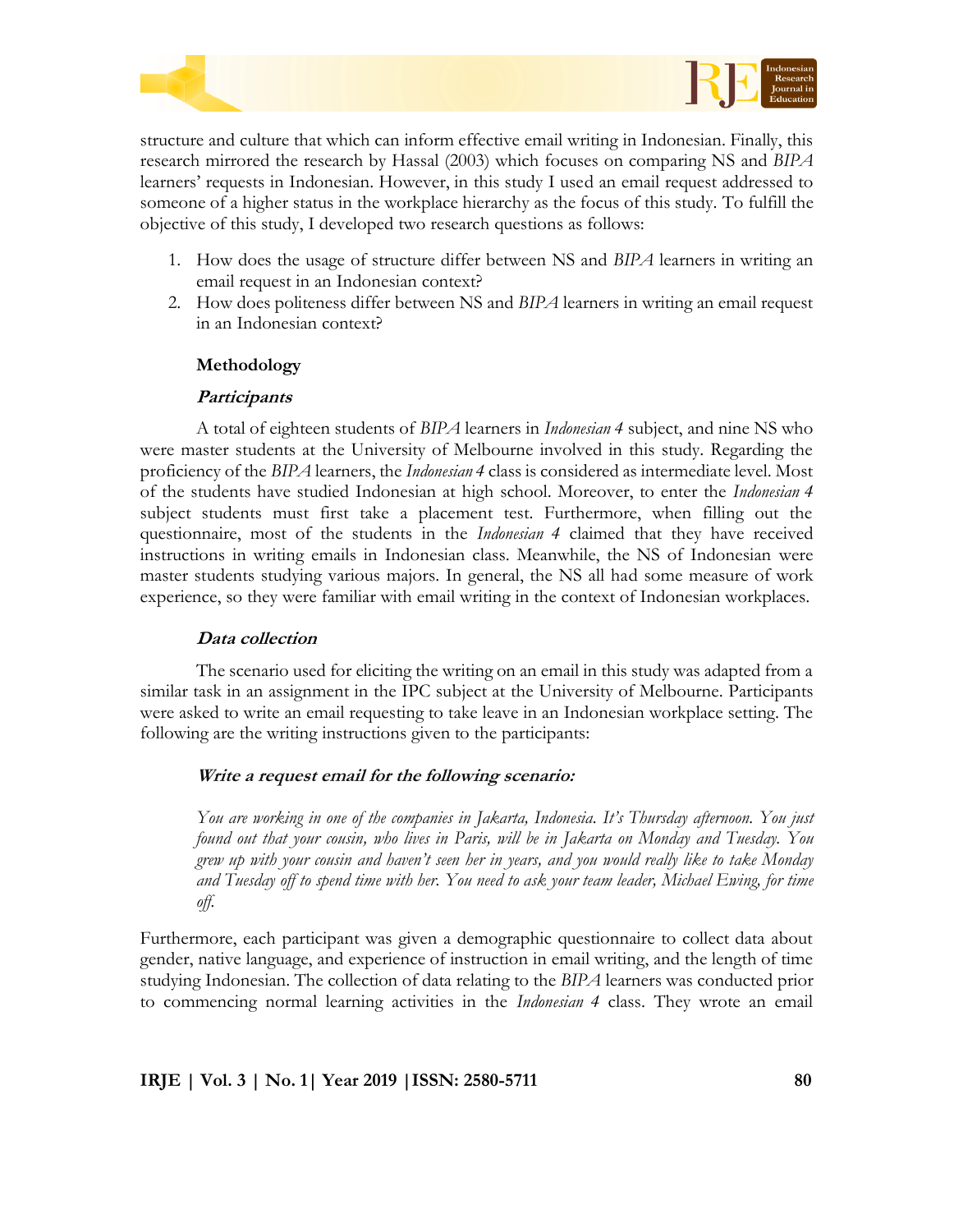structure and culture that which can inform effective email writing in Indonesian. Finally, this research mirrored the research by Hassal (2003) which focuses on comparing NS and *BIPA* learners' requests in Indonesian. However, in this study I used an email request addressed to someone of a higher status in the workplace hierarchy as the focus of this study. To fulfill the objective of this study, I developed two research questions as follows:

1. How does the usage of structure differ between NS and *BIPA* learners in writing an email request in an Indonesian context?
2. How does politeness differ between NS and *BIPA* learners in writing an email request in an Indonesian context?

## Methodology

### *Participants*

A total of eighteen students of *BIPA* learners in *Indonesian 4* subject, and nine NS who were master students at the University of Melbourne involved in this study. Regarding the proficiency of the *BIPA* learners, the *Indonesian 4* class is considered as intermediate level. Most of the students have studied Indonesian at high school. Moreover, to enter the *Indonesian 4* subject students must first take a placement test. Furthermore, when filling out the questionnaire, most of the students in the *Indonesian 4* claimed that they have received instructions in writing emails in Indonesian class. Meanwhile, the NS of Indonesian were master students studying various majors. In general, the NS all had some measure of work experience, so they were familiar with email writing in the context of Indonesian workplaces.

### *Data collection*

The scenario used for eliciting the writing on an email in this study was adapted from a similar task in an assignment in the IPC subject at the University of Melbourne. Participants were asked to write an email requesting to take leave in an Indonesian workplace setting. The following are the writing instructions given to the participants:

***Write a request email for the following scenario:***

*You are working in one of the companies in Jakarta, Indonesia. It's Thursday afternoon. You just found out that your cousin, who lives in Paris, will be in Jakarta on Monday and Tuesday. You grew up with your cousin and haven't seen her in years, and you would really like to take Monday and Tuesday off to spend time with her. You need to ask your team leader, Michael Ewing, for time off.*

Furthermore, each participant was given a demographic questionnaire to collect data about gender, native language, and experience of instruction in email writing, and the length of time studying Indonesian. The collection of data relating to the *BIPA* learners was conducted prior to commencing normal learning activities in the *Indonesian 4* class. They wrote an email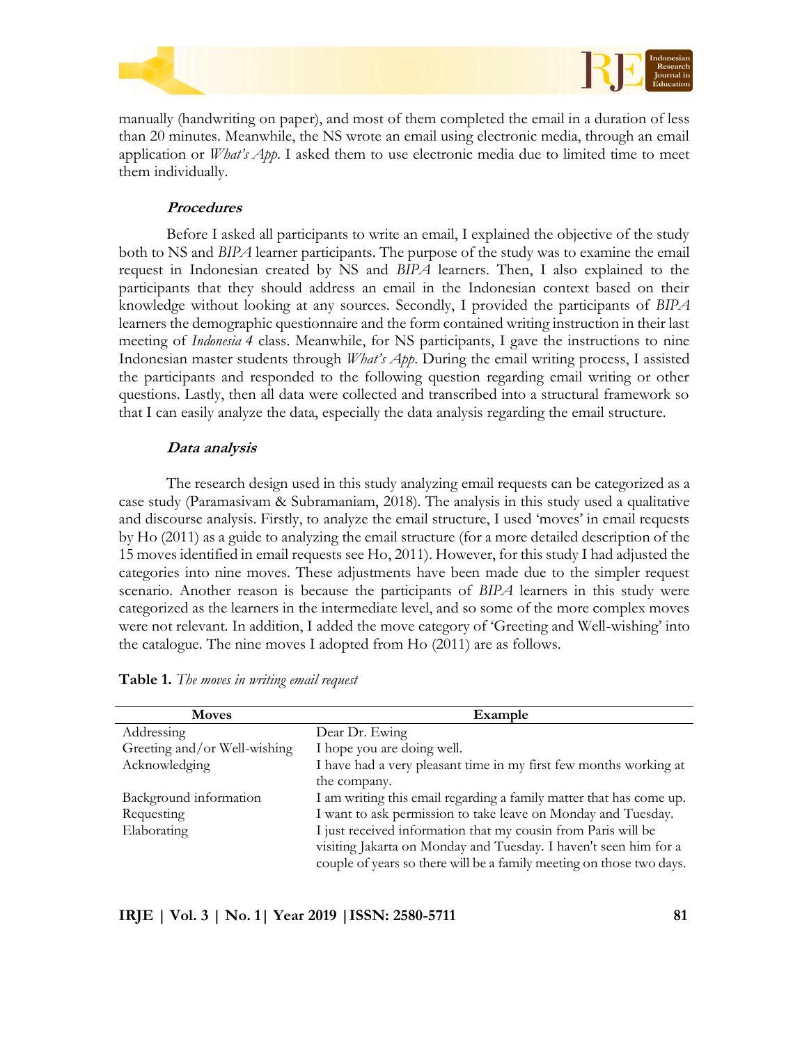manually (handwriting on paper), and most of them completed the email in a duration of less than 20 minutes. Meanwhile, the NS wrote an email using electronic media, through an email application or *What's App*. I asked them to use electronic media due to limited time to meet them individually.

### *Procedures*

Before I asked all participants to write an email, I explained the objective of the study both to NS and *BIPA* learner participants. The purpose of the study was to examine the email request in Indonesian created by NS and *BIPA* learners. Then, I also explained to the participants that they should address an email in the Indonesian context based on their knowledge without looking at any sources. Secondly, I provided the participants of *BIPA* learners the demographic questionnaire and the form contained writing instruction in their last meeting of *Indonesia 4* class. Meanwhile, for NS participants, I gave the instructions to nine Indonesian master students through *What's App*. During the email writing process, I assisted the participants and responded to the following question regarding email writing or other questions. Lastly, then all data were collected and transcribed into a structural framework so that I can easily analyze the data, especially the data analysis regarding the email structure.

### *Data analysis*

The research design used in this study analyzing email requests can be categorized as a case study (Paramasivam & Subramaniam, 2018). The analysis in this study used a qualitative and discourse analysis. Firstly, to analyze the email structure, I used 'moves' in email requests by Ho (2011) as a guide to analyzing the email structure (for a more detailed description of the 15 moves identified in email requests see Ho, 2011). However, for this study I had adjusted the categories into nine moves. These adjustments have been made due to the simpler request scenario. Another reason is because the participants of *BIPA* learners in this study were categorized as the learners in the intermediate level, and so some of the more complex moves were not relevant. In addition, I added the move category of 'Greeting and Well-wishing' into the catalogue. The nine moves I adopted from Ho (2011) are as follows.

**Table 1.** *The moves in writing email request*

| Moves | Example |
|---|---|
| Addressing | Dear Dr. Ewing |
| Greeting and/or Well-wishing | I hope you are doing well. |
| Acknowledging | I have had a very pleasant time in my first few months working at the company. |
| Background information | I am writing this email regarding a family matter that has come up. |
| Requesting | I want to ask permission to take leave on Monday and Tuesday. |
| Elaborating | I just received information that my cousin from Paris will be visiting Jakarta on Monday and Tuesday. I haven't seen him for a couple of years so there will be a family meeting on those two days. |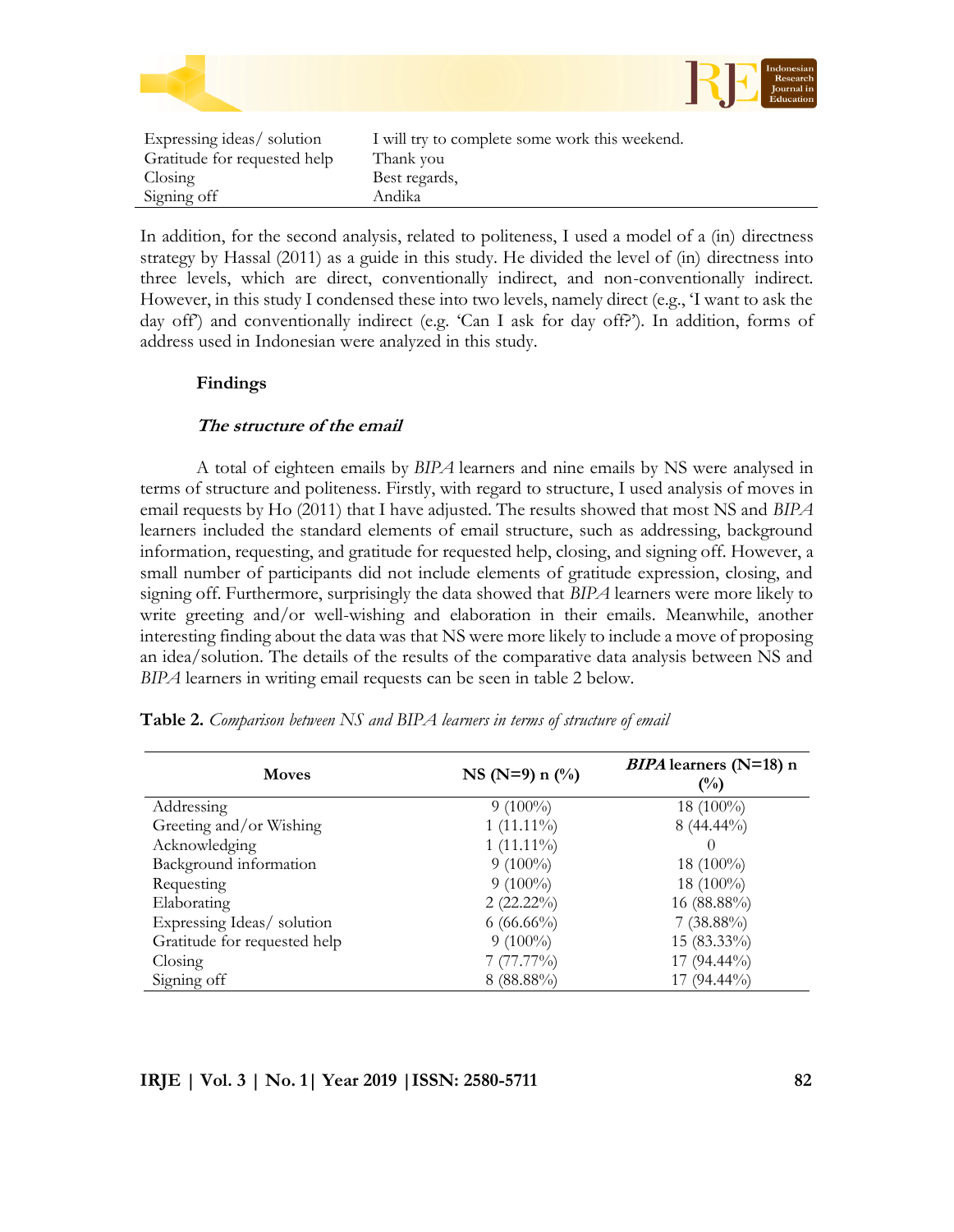| | |
|---|---|
| Expressing ideas/ solution | I will try to complete some work this weekend. |
| Gratitude for requested help | Thank you |
| Closing | Best regards, |
| Signing off | Andika |

In addition, for the second analysis, related to politeness, I used a model of a (in) directness strategy by Hassal (2011) as a guide in this study. He divided the level of (in) directness into three levels, which are direct, conventionally indirect, and non-conventionally indirect. However, in this study I condensed these into two levels, namely direct (e.g., 'I want to ask the day off') and conventionally indirect (e.g. 'Can I ask for day off?'). In addition, forms of address used in Indonesian were analyzed in this study.

## Findings

### *The structure of the email*

A total of eighteen emails by *BIPA* learners and nine emails by NS were analysed in terms of structure and politeness. Firstly, with regard to structure, I used analysis of moves in email requests by Ho (2011) that I have adjusted. The results showed that most NS and *BIPA* learners included the standard elements of email structure, such as addressing, background information, requesting, and gratitude for requested help, closing, and signing off. However, a small number of participants did not include elements of gratitude expression, closing, and signing off. Furthermore, surprisingly the data showed that *BIPA* learners were more likely to write greeting and/or well-wishing and elaboration in their emails. Meanwhile, another interesting finding about the data was that NS were more likely to include a move of proposing an idea/solution. The details of the results of the comparative data analysis between NS and *BIPA* learners in writing email requests can be seen in table 2 below.

**Table 2.** *Comparison between NS and BIPA learners in terms of structure of email*

| Moves | NS (N=9) n (%) | *BIPA* learners (N=18) n (%) |
|---|---|---|
| Addressing | 9 (100%) | 18 (100%) |
| Greeting and/or Wishing | 1 (11.11%) | 8 (44.44%) |
| Acknowledging | 1 (11.11%) | 0 |
| Background information | 9 (100%) | 18 (100%) |
| Requesting | 9 (100%) | 18 (100%) |
| Elaborating | 2 (22.22%) | 16 (88.88%) |
| Expressing Ideas/ solution | 6 (66.66%) | 7 (38.88%) |
| Gratitude for requested help | 9 (100%) | 15 (83.33%) |
| Closing | 7 (77.77%) | 17 (94.44%) |
| Signing off | 8 (88.88%) | 17 (94.44%) |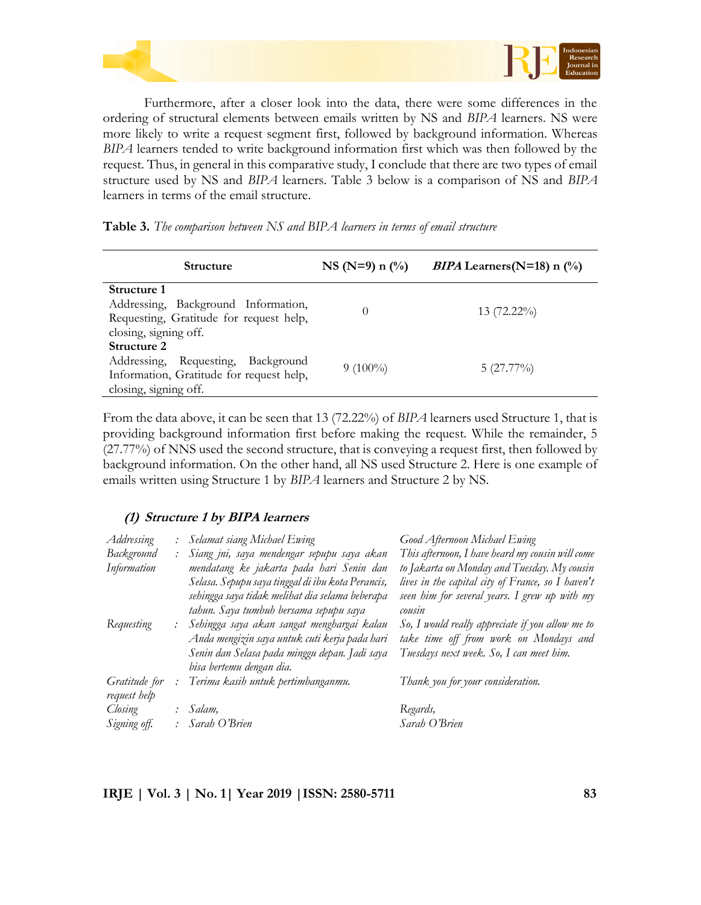Furthermore, after a closer look into the data, there were some differences in the ordering of structural elements between emails written by NS and *BIPA* learners. NS were more likely to write a request segment first, followed by background information. Whereas *BIPA* learners tended to write background information first which was then followed by the request. Thus, in general in this comparative study, I conclude that there are two types of email structure used by NS and *BIPA* learners. Table 3 below is a comparison of NS and *BIPA* learners in terms of the email structure.

**Table 3.** *The comparison between NS and BIPA learners in terms of email structure*

| Structure | NS (N=9) n (%) | *BIPA* Learners(N=18) n (%) |
|---|---|---|
| **Structure 1**<br>Addressing, Background Information, Requesting, Gratitude for request help, closing, signing off. | 0 | 13 (72.22%) |
| **Structure 2**<br>Addressing, Requesting, Background Information, Gratitude for request help, closing, signing off. | 9 (100%) | 5 (27.77%) |

From the data above, it can be seen that 13 (72.22%) of *BIPA* learners used Structure 1, that is providing background information first before making the request. While the remainder, 5 (27.77%) of NNS used the second structure, that is conveying a request first, then followed by background information. On the other hand, all NS used Structure 2. Here is one example of emails written using Structure 1 by *BIPA* learners and Structure 2 by NS.

#### *(1) Structure 1 by BIPA learners*

| | | | |
|---|---|---|---|
| *Addressing* | : | *Selamat siang Michael Ewing* | *Good Afternoon Michael Ewing* |
| *Background Information* | : | *Siang jni, saya mendengar sepupu saya akan mendatang ke jakarta pada hari Senin dan Selasa. Sepupu saya tinggal di ibu kota Perancis, sehingga saya tidak melihat dia selama beberapa tahun. Saya tumbuh bersama sepupu saya* | *This afternoon, I have heard my cousin will come to Jakarta on Monday and Tuesday. My cousin lives in the capital city of France, so I haven't seen him for several years. I grew up with my cousin* |
| *Requesting* | : | *Sehingga saya akan sangat menghargai kalau Anda mengizin saya untuk cuti kerja pada hari Senin dan Selasa pada minggu depan. Jadi saya bisa bertemu dengan dia.* | *So, I would really appreciate if you allow me to take time off from work on Mondays and Tuesdays next week. So, I can meet him.* |
| *Gratitude for request help* | : | *Terima kasih untuk pertimbanganmu.* | *Thank you for your consideration.* |
| *Closing* | : | *Salam,* | *Regards,* |
| *Signing off.* | : | *Sarah O'Brien* | *Sarah O'Brien* |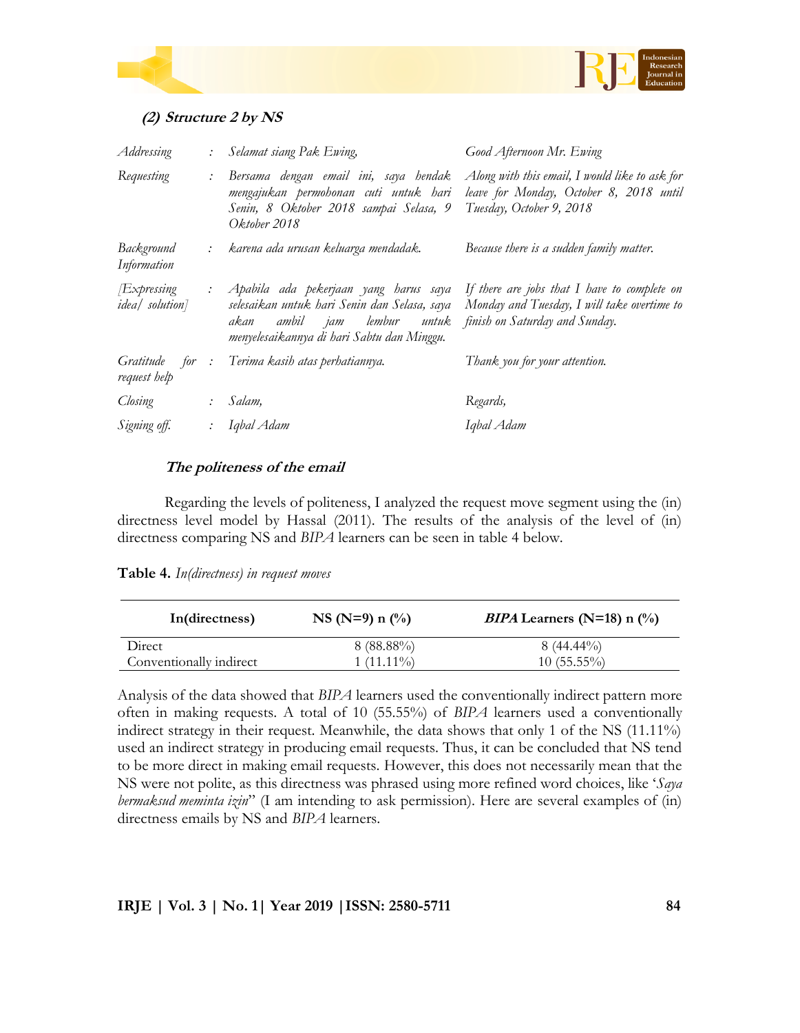### *(2) Structure 2 by NS*

| | | | |
|---|---|---|---|
| *Addressing* | : | *Selamat siang Pak Ewing,* | *Good Afternoon Mr. Ewing* |
| *Requesting* | : | *Bersama dengan email ini, saya hendak mengajukan permohonan cuti untuk hari Senin, 8 Oktober 2018 sampai Selasa, 9 Oktober 2018* | *Along with this email, I would like to ask for leave for Monday, October 8, 2018 until Tuesday, October 9, 2018* |
| *Background Information* | : | *karena ada urusan keluarga mendadak.* | *Because there is a sudden family matter.* |
| *[Expressing idea/ solution]* | : | *Apabila ada pekerjaan yang harus saya selesaikan untuk hari Senin dan Selasa, saya akan ambil jam lembur untuk menyelesaikannya di hari Sabtu dan Minggu.* | *If there are jobs that I have to complete on Monday and Tuesday, I will take overtime to finish on Saturday and Sunday.* |
| *Gratitude for request help* | : | *Terima kasih atas perhatiannya.* | *Thank you for your attention.* |
| *Closing* | : | *Salam,* | *Regards,* |
| *Signing off.* | : | *Iqbal Adam* | *Iqbal Adam* |

### *The politeness of the email*

Regarding the levels of politeness, I analyzed the request move segment using the (in) directness level model by Hassal (2011). The results of the analysis of the level of (in) directness comparing NS and *BIPA* learners can be seen in table 4 below.

**Table 4.** *In(directness) in request moves*

| In(directness) | NS (N=9) n (%) | *BIPA* Learners (N=18) n (%) |
|---|---|---|
| Direct | 8 (88.88%) | 8 (44.44%) |
| Conventionally indirect | 1 (11.11%) | 10 (55.55%) |

Analysis of the data showed that *BIPA* learners used the conventionally indirect pattern more often in making requests. A total of 10 (55.55%) of *BIPA* learners used a conventionally indirect strategy in their request. Meanwhile, the data shows that only 1 of the NS (11.11%) used an indirect strategy in producing email requests. Thus, it can be concluded that NS tend to be more direct in making email requests. However, this does not necessarily mean that the NS were not polite, as this directness was phrased using more refined word choices, like '*Saya bermaksud meminta izin*" (I am intending to ask permission). Here are several examples of (in) directness emails by NS and *BIPA* learners.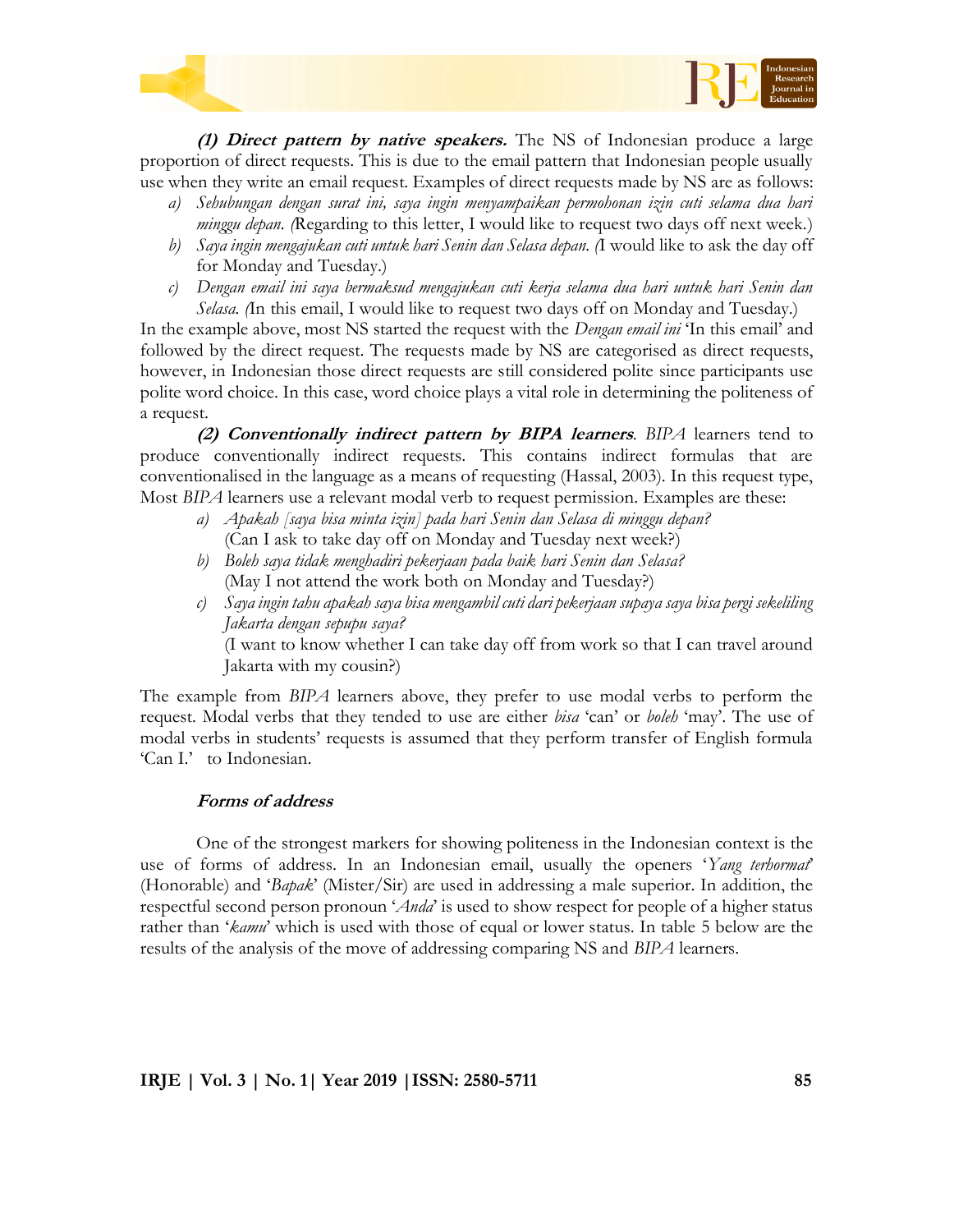***(1) Direct pattern by native speakers.*** The NS of Indonesian produce a large proportion of direct requests. This is due to the email pattern that Indonesian people usually use when they write an email request. Examples of direct requests made by NS are as follows:

a) *Sehubungan dengan surat ini, saya ingin menyampaikan permohonan izin cuti selama dua hari minggu depan. (*Regarding to this letter, I would like to request two days off next week.)
b) *Saya ingin mengajukan cuti untuk hari Senin dan Selasa depan. (*I would like to ask the day off for Monday and Tuesday.)
c) *Dengan email ini saya bermaksud mengajukan cuti kerja selama dua hari untuk hari Senin dan Selasa. (*In this email, I would like to request two days off on Monday and Tuesday.)

In the example above, most NS started the request with the *Dengan email ini* 'In this email' and followed by the direct request. The requests made by NS are categorised as direct requests, however, in Indonesian those direct requests are still considered polite since participants use polite word choice. In this case, word choice plays a vital role in determining the politeness of a request.

***(2) Conventionally indirect pattern by BIPA learners***. *BIPA* learners tend to produce conventionally indirect requests. This contains indirect formulas that are conventionalised in the language as a means of requesting (Hassal, 2003). In this request type, Most *BIPA* learners use a relevant modal verb to request permission. Examples are these:

a) *Apakah [saya bisa minta izin] pada hari Senin dan Selasa di minggu depan?*
   (Can I ask to take day off on Monday and Tuesday next week?)
b) *Boleh saya tidak menghadiri pekerjaan pada baik hari Senin dan Selasa?*
   (May I not attend the work both on Monday and Tuesday?)
c) *Saya ingin tahu apakah saya bisa mengambil cuti dari pekerjaan supaya saya bisa pergi sekeliling Jakarta dengan sepupu saya?*
   (I want to know whether I can take day off from work so that I can travel around Jakarta with my cousin?)

The example from *BIPA* learners above, they prefer to use modal verbs to perform the request. Modal verbs that they tended to use are either *bisa* 'can' or *boleh* 'may'. The use of modal verbs in students' requests is assumed that they perform transfer of English formula 'Can I.' to Indonesian.

### *Forms of address*

One of the strongest markers for showing politeness in the Indonesian context is the use of forms of address. In an Indonesian email, usually the openers '*Yang terhormat*' (Honorable) and '*Bapak*' (Mister/Sir) are used in addressing a male superior. In addition, the respectful second person pronoun '*Anda*' is used to show respect for people of a higher status rather than '*kamu*' which is used with those of equal or lower status. In table 5 below are the results of the analysis of the move of addressing comparing NS and *BIPA* learners.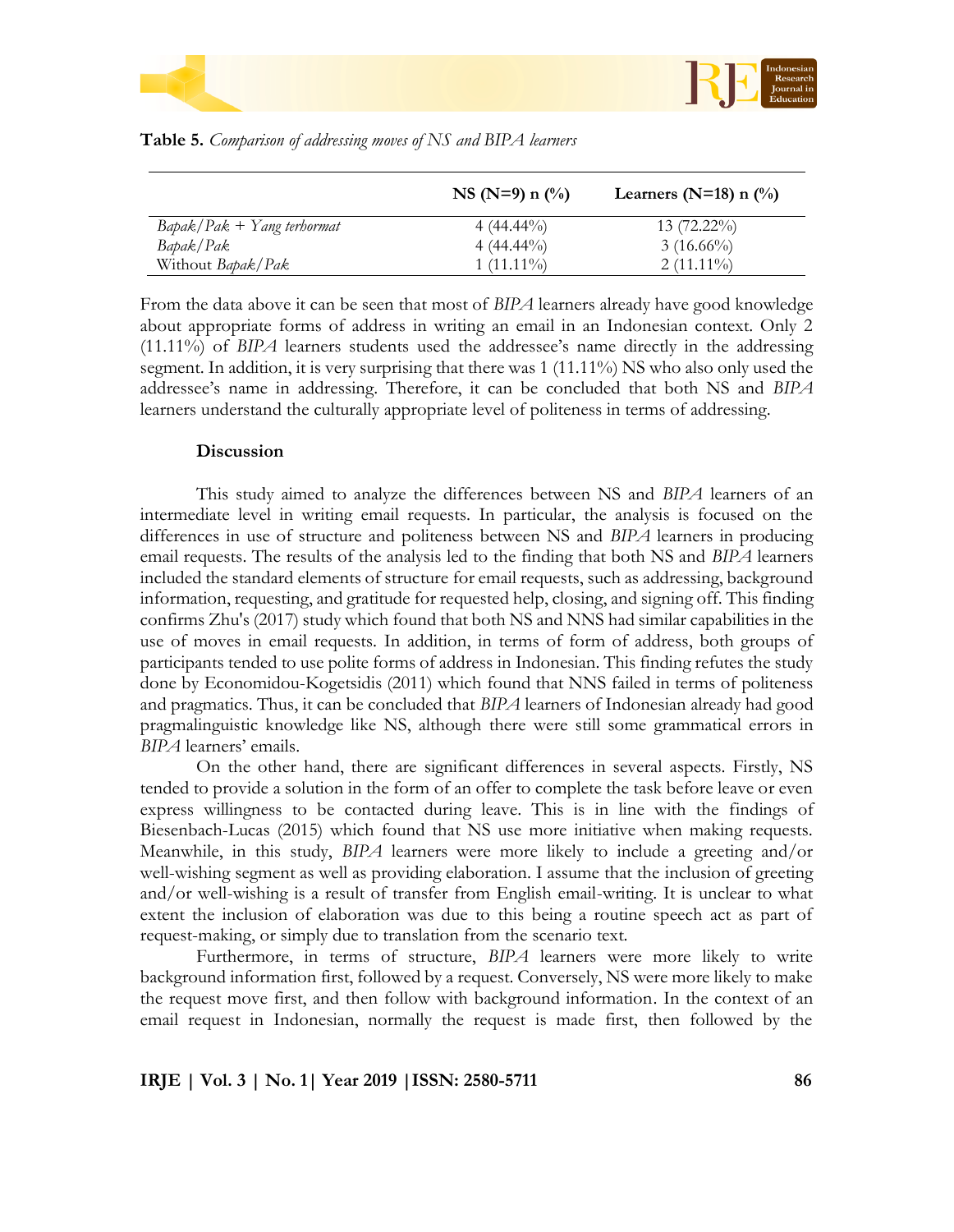**Table 5.** *Comparison of addressing moves of NS and BIPA learners*

| | NS (N=9) n (%) | Learners (N=18) n (%) |
|---|---|---|
| *Bapak/Pak + Yang terhormat* | 4 (44.44%) | 13 (72.22%) |
| *Bapak/Pak* | 4 (44.44%) | 3 (16.66%) |
| Without *Bapak/Pak* | 1 (11.11%) | 2 (11.11%) |

From the data above it can be seen that most of *BIPA* learners already have good knowledge about appropriate forms of address in writing an email in an Indonesian context. Only 2 (11.11%) of *BIPA* learners students used the addressee's name directly in the addressing segment. In addition, it is very surprising that there was 1 (11.11%) NS who also only used the addressee's name in addressing. Therefore, it can be concluded that both NS and *BIPA* learners understand the culturally appropriate level of politeness in terms of addressing.

### Discussion

This study aimed to analyze the differences between NS and *BIPA* learners of an intermediate level in writing email requests. In particular, the analysis is focused on the differences in use of structure and politeness between NS and *BIPA* learners in producing email requests. The results of the analysis led to the finding that both NS and *BIPA* learners included the standard elements of structure for email requests, such as addressing, background information, requesting, and gratitude for requested help, closing, and signing off. This finding confirms Zhu's (2017) study which found that both NS and NNS had similar capabilities in the use of moves in email requests. In addition, in terms of form of address, both groups of participants tended to use polite forms of address in Indonesian. This finding refutes the study done by Economidou-Kogetsidis (2011) which found that NNS failed in terms of politeness and pragmatics. Thus, it can be concluded that *BIPA* learners of Indonesian already had good pragmalinguistic knowledge like NS, although there were still some grammatical errors in *BIPA* learners' emails.

On the other hand, there are significant differences in several aspects. Firstly, NS tended to provide a solution in the form of an offer to complete the task before leave or even express willingness to be contacted during leave. This is in line with the findings of Biesenbach-Lucas (2015) which found that NS use more initiative when making requests. Meanwhile, in this study, *BIPA* learners were more likely to include a greeting and/or well-wishing segment as well as providing elaboration. I assume that the inclusion of greeting and/or well-wishing is a result of transfer from English email-writing. It is unclear to what extent the inclusion of elaboration was due to this being a routine speech act as part of request-making, or simply due to translation from the scenario text.

Furthermore, in terms of structure, *BIPA* learners were more likely to write background information first, followed by a request. Conversely, NS were more likely to make the request move first, and then follow with background information. In the context of an email request in Indonesian, normally the request is made first, then followed by the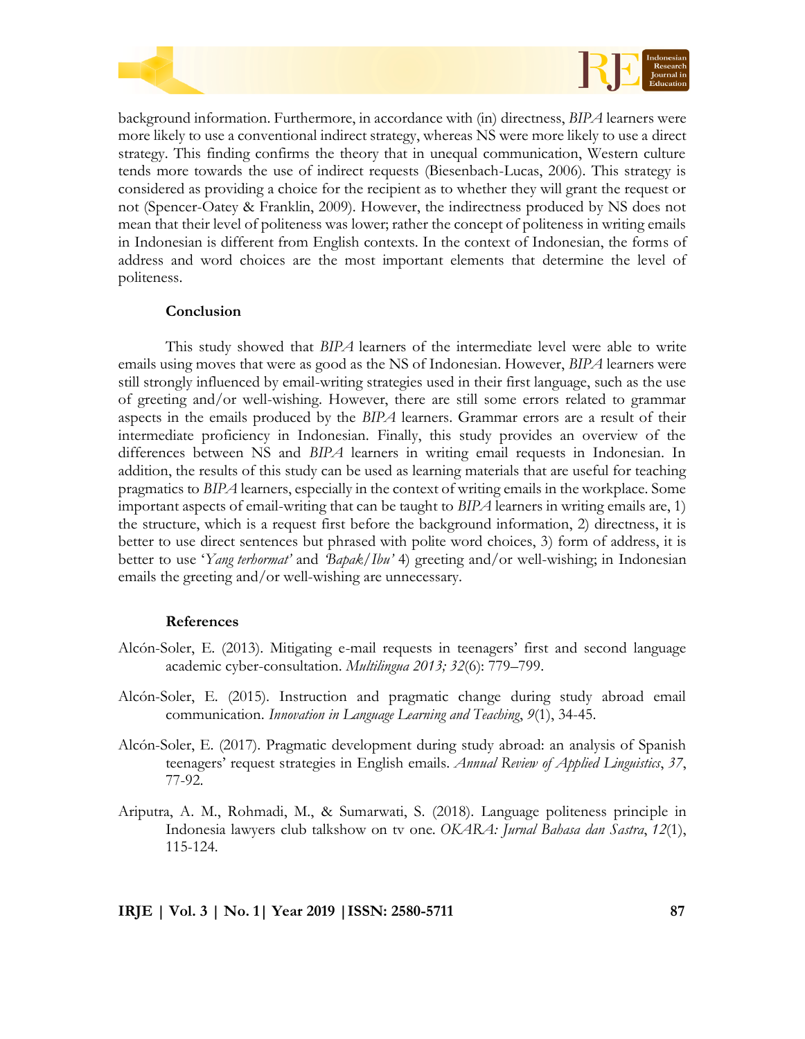background information. Furthermore, in accordance with (in) directness, *BIPA* learners were more likely to use a conventional indirect strategy, whereas NS were more likely to use a direct strategy. This finding confirms the theory that in unequal communication, Western culture tends more towards the use of indirect requests (Biesenbach-Lucas, 2006). This strategy is considered as providing a choice for the recipient as to whether they will grant the request or not (Spencer-Oatey & Franklin, 2009). However, the indirectness produced by NS does not mean that their level of politeness was lower; rather the concept of politeness in writing emails in Indonesian is different from English contexts. In the context of Indonesian, the forms of address and word choices are the most important elements that determine the level of politeness.

## Conclusion

This study showed that *BIPA* learners of the intermediate level were able to write emails using moves that were as good as the NS of Indonesian. However, *BIPA* learners were still strongly influenced by email-writing strategies used in their first language, such as the use of greeting and/or well-wishing. However, there are still some errors related to grammar aspects in the emails produced by the *BIPA* learners. Grammar errors are a result of their intermediate proficiency in Indonesian. Finally, this study provides an overview of the differences between NS and *BIPA* learners in writing email requests in Indonesian. In addition, the results of this study can be used as learning materials that are useful for teaching pragmatics to *BIPA* learners, especially in the context of writing emails in the workplace. Some important aspects of email-writing that can be taught to *BIPA* learners in writing emails are, 1) the structure, which is a request first before the background information, 2) directness, it is better to use direct sentences but phrased with polite word choices, 3) form of address, it is better to use '*Yang terhormat*' and *'Bapak/Ibu'* 4) greeting and/or well-wishing; in Indonesian emails the greeting and/or well-wishing are unnecessary.

## References

Alcón-Soler, E. (2013). Mitigating e-mail requests in teenagers' first and second language academic cyber-consultation. *Multilingua 2013; 32*(6): 779–799.

Alcón-Soler, E. (2015). Instruction and pragmatic change during study abroad email communication. *Innovation in Language Learning and Teaching*, *9*(1), 34-45.

Alcón-Soler, E. (2017). Pragmatic development during study abroad: an analysis of Spanish teenagers' request strategies in English emails. *Annual Review of Applied Linguistics*, *37*, 77-92.

Ariputra, A. M., Rohmadi, M., & Sumarwati, S. (2018). Language politeness principle in Indonesia lawyers club talkshow on tv one. *OKARA: Jurnal Bahasa dan Sastra*, *12*(1), 115-124.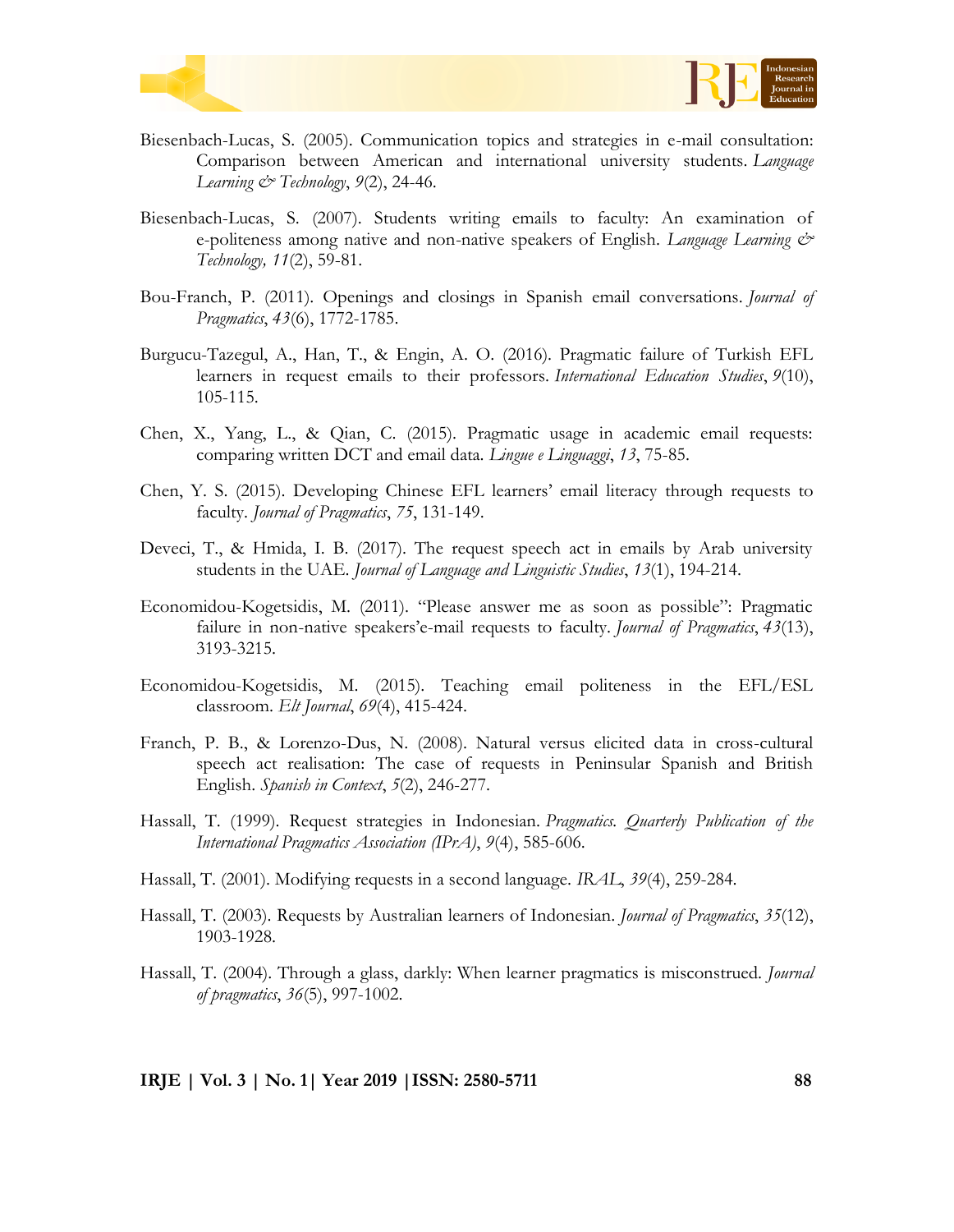Biesenbach-Lucas, S. (2005). Communication topics and strategies in e-mail consultation: Comparison between American and international university students. *Language Learning & Technology*, *9*(2), 24-46.

Biesenbach-Lucas, S. (2007). Students writing emails to faculty: An examination of e-politeness among native and non-native speakers of English. *Language Learning & Technology, 11*(2), 59-81.

Bou-Franch, P. (2011). Openings and closings in Spanish email conversations. *Journal of Pragmatics*, *43*(6), 1772-1785.

Burgucu-Tazegul, A., Han, T., & Engin, A. O. (2016). Pragmatic failure of Turkish EFL learners in request emails to their professors. *International Education Studies*, *9*(10), 105-115.

Chen, X., Yang, L., & Qian, C. (2015). Pragmatic usage in academic email requests: comparing written DCT and email data. *Lingue e Linguaggi*, *13*, 75-85.

Chen, Y. S. (2015). Developing Chinese EFL learners' email literacy through requests to faculty. *Journal of Pragmatics*, *75*, 131-149.

Deveci, T., & Hmida, I. B. (2017). The request speech act in emails by Arab university students in the UAE. *Journal of Language and Linguistic Studies*, *13*(1), 194-214.

Economidou-Kogetsidis, M. (2011). "Please answer me as soon as possible": Pragmatic failure in non-native speakers'e-mail requests to faculty. *Journal of Pragmatics*, *43*(13), 3193-3215.

Economidou-Kogetsidis, M. (2015). Teaching email politeness in the EFL/ESL classroom. *Elt Journal*, *69*(4), 415-424.

Franch, P. B., & Lorenzo-Dus, N. (2008). Natural versus elicited data in cross-cultural speech act realisation: The case of requests in Peninsular Spanish and British English. *Spanish in Context*, *5*(2), 246-277.

Hassall, T. (1999). Request strategies in Indonesian. *Pragmatics. Quarterly Publication of the International Pragmatics Association (IPrA)*, *9*(4), 585-606.

Hassall, T. (2001). Modifying requests in a second language. *IRAL*, *39*(4), 259-284.

Hassall, T. (2003). Requests by Australian learners of Indonesian. *Journal of Pragmatics*, *35*(12), 1903-1928.

Hassall, T. (2004). Through a glass, darkly: When learner pragmatics is misconstrued. *Journal of pragmatics*, *36*(5), 997-1002.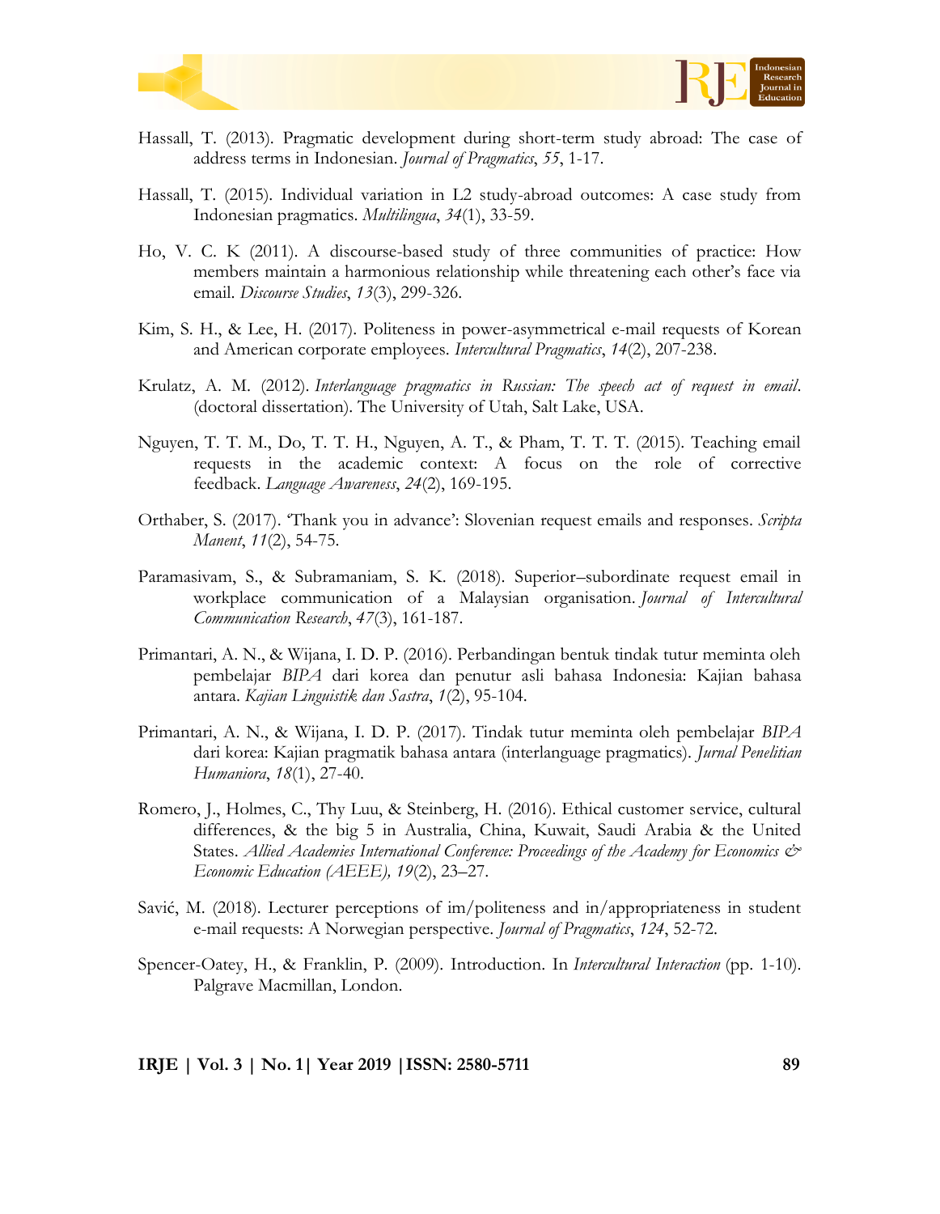Hassall, T. (2013). Pragmatic development during short-term study abroad: The case of address terms in Indonesian. *Journal of Pragmatics*, *55*, 1-17.

Hassall, T. (2015). Individual variation in L2 study-abroad outcomes: A case study from Indonesian pragmatics. *Multilingua*, *34*(1), 33-59.

Ho, V. C. K (2011). A discourse-based study of three communities of practice: How members maintain a harmonious relationship while threatening each other's face via email. *Discourse Studies*, *13*(3), 299-326.

Kim, S. H., & Lee, H. (2017). Politeness in power-asymmetrical e-mail requests of Korean and American corporate employees. *Intercultural Pragmatics*, *14*(2), 207-238.

Krulatz, A. M. (2012). *Interlanguage pragmatics in Russian: The speech act of request in email*. (doctoral dissertation). The University of Utah, Salt Lake, USA.

Nguyen, T. T. M., Do, T. T. H., Nguyen, A. T., & Pham, T. T. T. (2015). Teaching email requests in the academic context: A focus on the role of corrective feedback. *Language Awareness*, *24*(2), 169-195.

Orthaber, S. (2017). 'Thank you in advance': Slovenian request emails and responses. *Scripta Manent*, *11*(2), 54-75.

Paramasivam, S., & Subramaniam, S. K. (2018). Superior–subordinate request email in workplace communication of a Malaysian organisation. *Journal of Intercultural Communication Research*, *47*(3), 161-187.

Primantari, A. N., & Wijana, I. D. P. (2016). Perbandingan bentuk tindak tutur meminta oleh pembelajar *BIPA* dari korea dan penutur asli bahasa Indonesia: Kajian bahasa antara. *Kajian Linguistik dan Sastra*, *1*(2), 95-104.

Primantari, A. N., & Wijana, I. D. P. (2017). Tindak tutur meminta oleh pembelajar *BIPA* dari korea: Kajian pragmatik bahasa antara (interlanguage pragmatics). *Jurnal Penelitian Humaniora*, *18*(1), 27-40.

Romero, J., Holmes, C., Thy Luu, & Steinberg, H. (2016). Ethical customer service, cultural differences, & the big 5 in Australia, China, Kuwait, Saudi Arabia & the United States. *Allied Academies International Conference: Proceedings of the Academy for Economics & Economic Education (AEEE), 19*(2), 23–27.

Savić, M. (2018). Lecturer perceptions of im/politeness and in/appropriateness in student e-mail requests: A Norwegian perspective. *Journal of Pragmatics*, *124*, 52-72.

Spencer-Oatey, H., & Franklin, P. (2009). Introduction. In *Intercultural Interaction* (pp. 1-10). Palgrave Macmillan, London.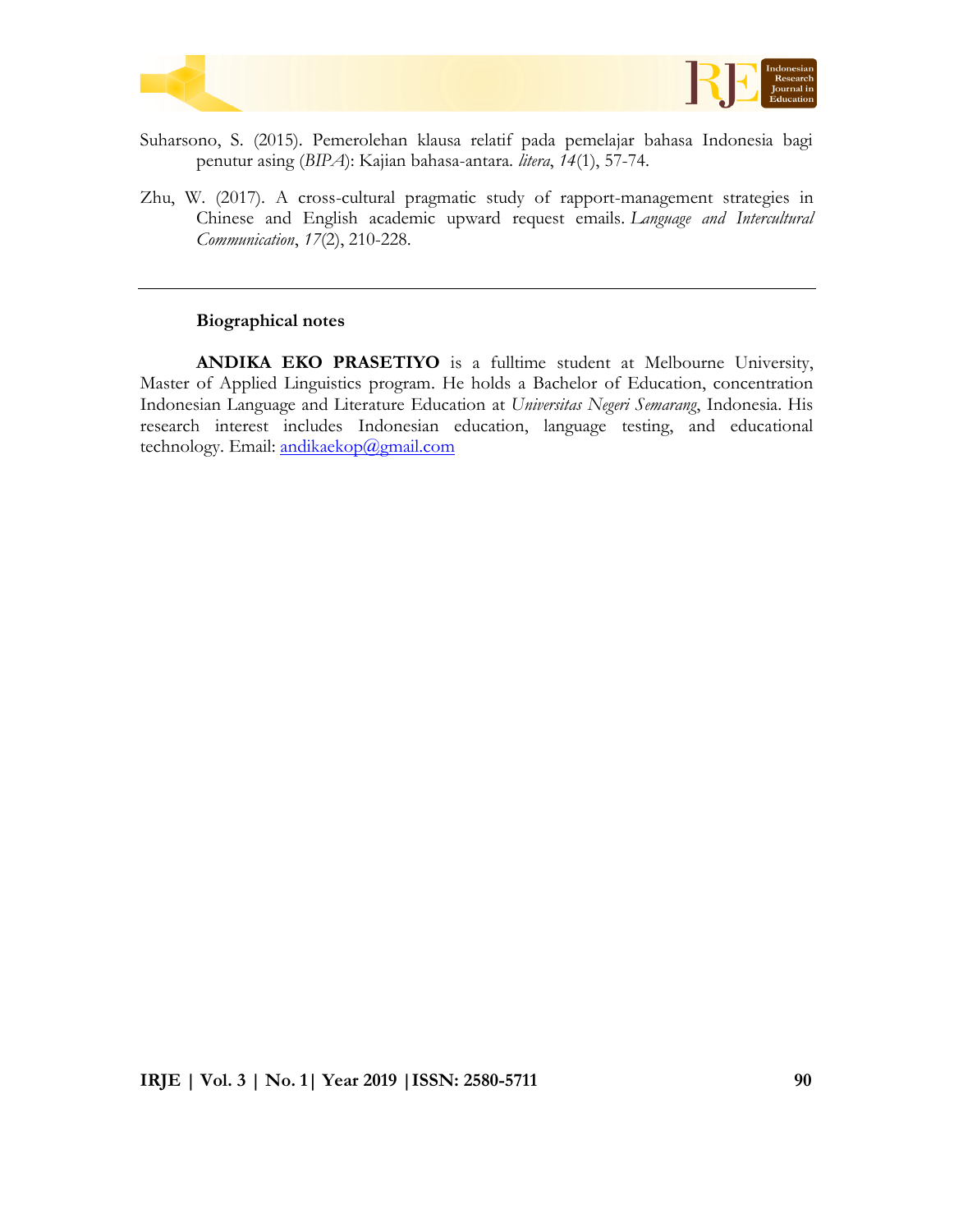Suharsono, S. (2015). Pemerolehan klausa relatif pada pemelajar bahasa Indonesia bagi penutur asing (*BIPA*): Kajian bahasa-antara. *litera*, *14*(1), 57-74.

Zhu, W. (2017). A cross-cultural pragmatic study of rapport-management strategies in Chinese and English academic upward request emails. *Language and Intercultural Communication*, *17*(2), 210-228.

---

**Biographical notes**

**ANDIKA EKO PRASETIYO** is a fulltime student at Melbourne University, Master of Applied Linguistics program. He holds a Bachelor of Education, concentration Indonesian Language and Literature Education at *Universitas Negeri Semarang*, Indonesia. His research interest includes Indonesian education, language testing, and educational technology. Email: andikaekop@gmail.com